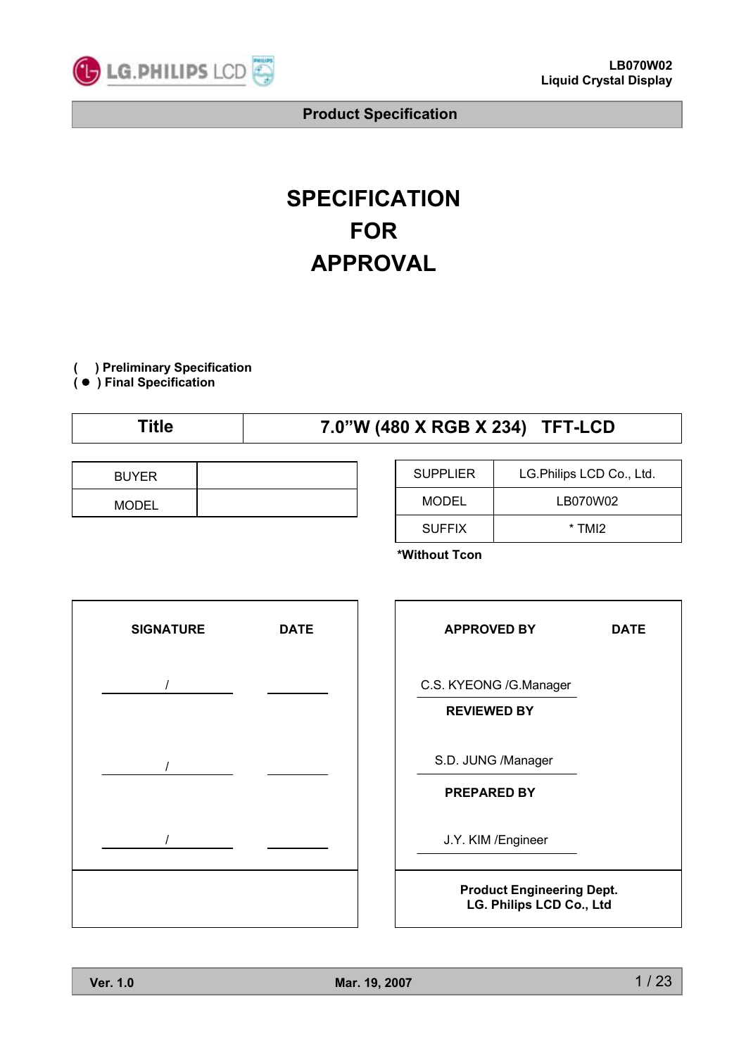# SPECIFICATION FOR APPROVAL

( ) **Preliminary Specification**
( ● ) **Final Specification**

| Title | 7.0"W (480 X RGB X 234) TFT-LCD |
|---|---|

| | |
|---|---|
| BUYER | |
| MODEL | |

| | |
|---|---|
| SUPPLIER | LG.Philips LCD Co., Ltd. |
| MODEL | LB070W02 |
| SUFFIX | * TMI2 |

***Without Tcon**

| SIGNATURE | DATE |
|---|---|
| / | |
| / | |
| / | |

| APPROVED BY | DATE |
|---|---|
| C.S. KYEONG /G.Manager | |
| **REVIEWED BY** | |
| S.D. JUNG /Manager | |
| **PREPARED BY** | |
| J.Y. KIM /Engineer | |

**Product Engineering Dept.**
**LG. Philips LCD Co., Ltd**

**Ver. 1.0** **Mar. 19, 2007**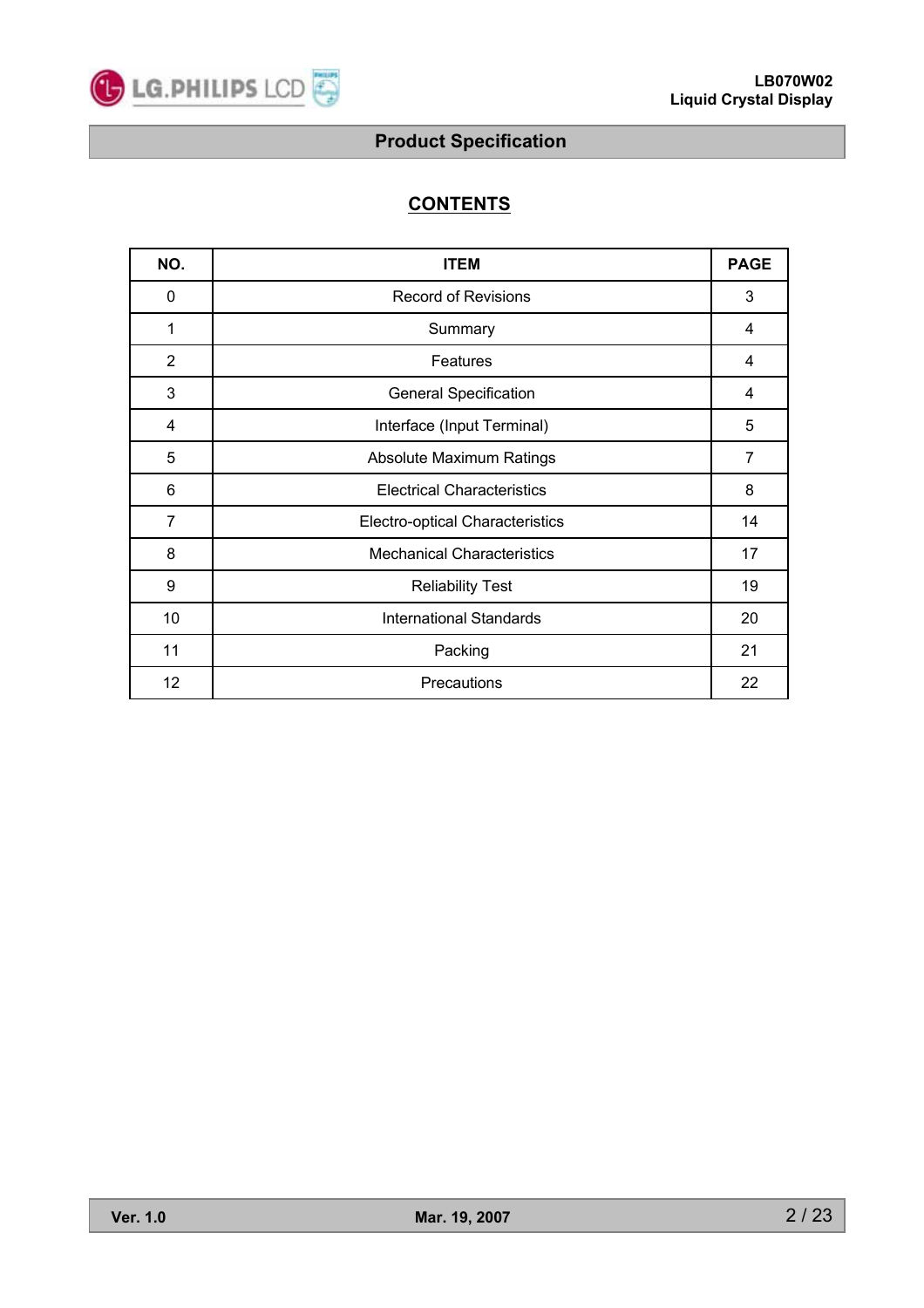## Product Specification

# CONTENTS

| NO. | ITEM | PAGE |
|---|---|---|
| 0 | Record of Revisions | 3 |
| 1 | Summary | 4 |
| 2 | Features | 4 |
| 3 | General Specification | 4 |
| 4 | Interface (Input Terminal) | 5 |
| 5 | Absolute Maximum Ratings | 7 |
| 6 | Electrical Characteristics | 8 |
| 7 | Electro-optical Characteristics | 14 |
| 8 | Mechanical Characteristics | 17 |
| 9 | Reliability Test | 19 |
| 10 | International Standards | 20 |
| 11 | Packing | 21 |
| 12 | Precautions | 22 |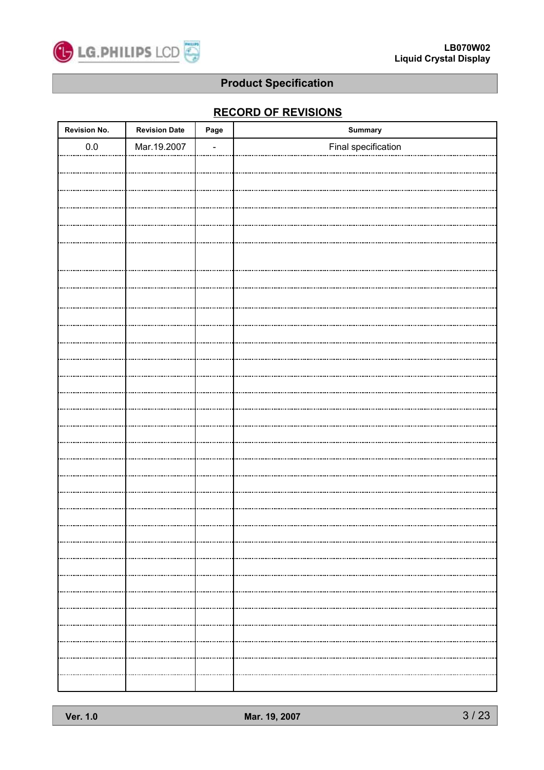## Product Specification

### RECORD OF REVISIONS

| Revision No. | Revision Date | Page | Summary |
| --- | --- | --- | --- |
| 0.0 | Mar.19.2007 | - | Final specification |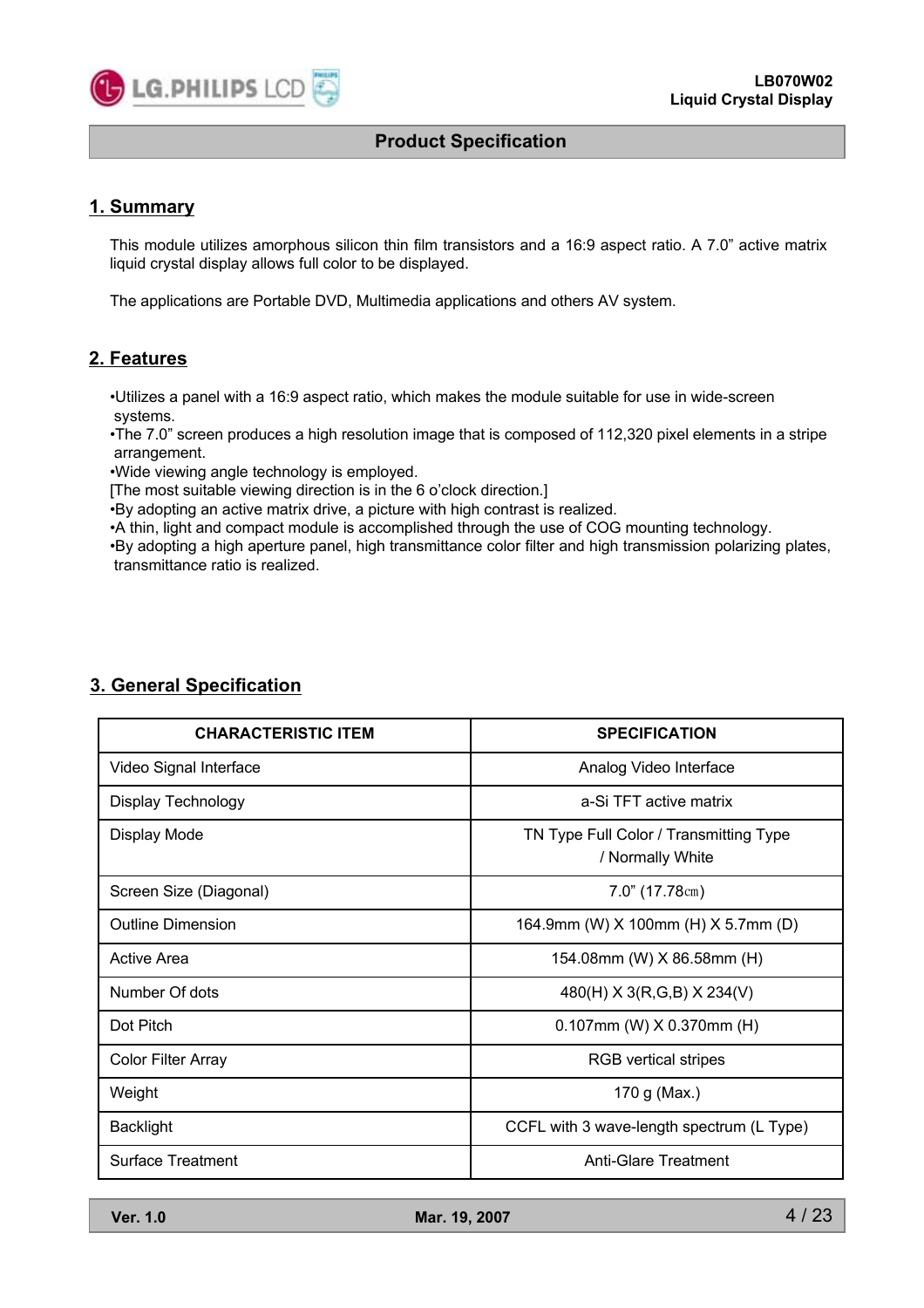# Product Specification

## 1. Summary

This module utilizes amorphous silicon thin film transistors and a 16:9 aspect ratio. A 7.0" active matrix liquid crystal display allows full color to be displayed.

The applications are Portable DVD, Multimedia applications and others AV system.

## 2. Features

•Utilizes a panel with a 16:9 aspect ratio, which makes the module suitable for use in wide-screen systems.
•The 7.0" screen produces a high resolution image that is composed of 112,320 pixel elements in a stripe arrangement.
•Wide viewing angle technology is employed.
[The most suitable viewing direction is in the 6 o'clock direction.]
•By adopting an active matrix drive, a picture with high contrast is realized.
•A thin, light and compact module is accomplished through the use of COG mounting technology.
•By adopting a high aperture panel, high transmittance color filter and high transmission polarizing plates, transmittance ratio is realized.

## 3. General Specification

| CHARACTERISTIC ITEM | SPECIFICATION |
|---|---|
| Video Signal Interface | Analog Video Interface |
| Display Technology | a-Si TFT active matrix |
| Display Mode | TN Type Full Color / Transmitting Type / Normally White |
| Screen Size (Diagonal) | 7.0" (17.78㎝) |
| Outline Dimension | 164.9mm (W) X 100mm (H) X 5.7mm (D) |
| Active Area | 154.08mm (W) X 86.58mm (H) |
| Number Of dots | 480(H) X 3(R,G,B) X 234(V) |
| Dot Pitch | 0.107mm (W) X 0.370mm (H) |
| Color Filter Array | RGB vertical stripes |
| Weight | 170 g (Max.) |
| Backlight | CCFL with 3 wave-length spectrum (L Type) |
| Surface Treatment | Anti-Glare Treatment |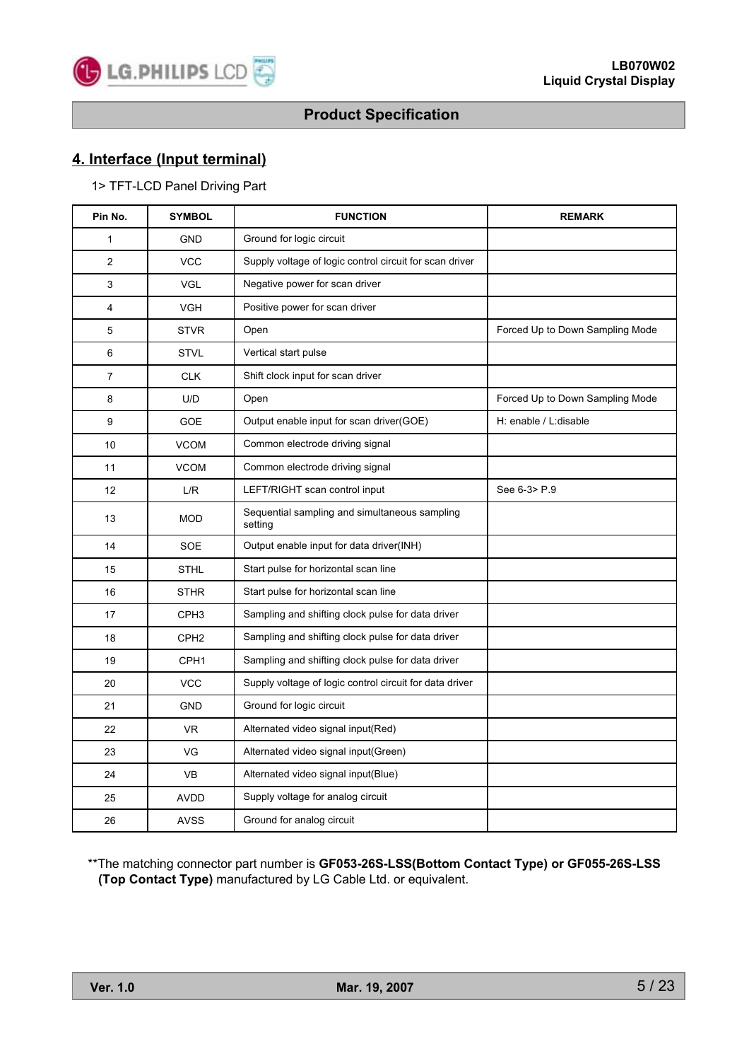# 4. Interface (Input terminal)

1> TFT-LCD Panel Driving Part

| Pin No. | SYMBOL | FUNCTION | REMARK |
|---|---|---|---|
| 1 | GND | Ground for logic circuit | |
| 2 | VCC | Supply voltage of logic control circuit for scan driver | |
| 3 | VGL | Negative power for scan driver | |
| 4 | VGH | Positive power for scan driver | |
| 5 | STVR | Open | Forced Up to Down Sampling Mode |
| 6 | STVL | Vertical start pulse | |
| 7 | CLK | Shift clock input for scan driver | |
| 8 | U/D | Open | Forced Up to Down Sampling Mode |
| 9 | GOE | Output enable input for scan driver(GOE) | H: enable / L:disable |
| 10 | VCOM | Common electrode driving signal | |
| 11 | VCOM | Common electrode driving signal | |
| 12 | L/R | LEFT/RIGHT scan control input | See 6-3> P.9 |
| 13 | MOD | Sequential sampling and simultaneous sampling setting | |
| 14 | SOE | Output enable input for data driver(INH) | |
| 15 | STHL | Start pulse for horizontal scan line | |
| 16 | STHR | Start pulse for horizontal scan line | |
| 17 | CPH3 | Sampling and shifting clock pulse for data driver | |
| 18 | CPH2 | Sampling and shifting clock pulse for data driver | |
| 19 | CPH1 | Sampling and shifting clock pulse for data driver | |
| 20 | VCC | Supply voltage of logic control circuit for data driver | |
| 21 | GND | Ground for logic circuit | |
| 22 | VR | Alternated video signal input(Red) | |
| 23 | VG | Alternated video signal input(Green) | |
| 24 | VB | Alternated video signal input(Blue) | |
| 25 | AVDD | Supply voltage for analog circuit | |
| 26 | AVSS | Ground for analog circuit | |

**The matching connector part number is **GF053-26S-LSS(Bottom Contact Type) or GF055-26S-LSS (Top Contact Type)** manufactured by LG Cable Ltd. or equivalent.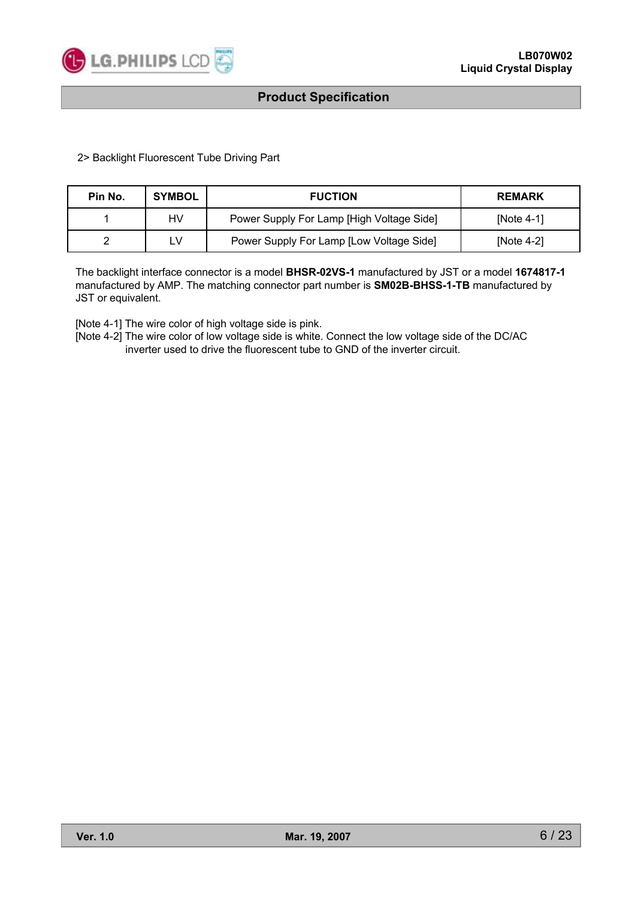2> Backlight Fluorescent Tube Driving Part

| Pin No. | SYMBOL | FUCTION | REMARK |
|---|---|---|---|
| 1 | HV | Power Supply For Lamp [High Voltage Side] | [Note 4-1] |
| 2 | LV | Power Supply For Lamp [Low Voltage Side] | [Note 4-2] |

The backlight interface connector is a model **BHSR-02VS-1** manufactured by JST or a model **1674817-1** manufactured by AMP. The matching connector part number is **SM02B-BHSS-1-TB** manufactured by JST or equivalent.

[Note 4-1] The wire color of high voltage side is pink.
[Note 4-2] The wire color of low voltage side is white. Connect the low voltage side of the DC/AC inverter used to drive the fluorescent tube to GND of the inverter circuit.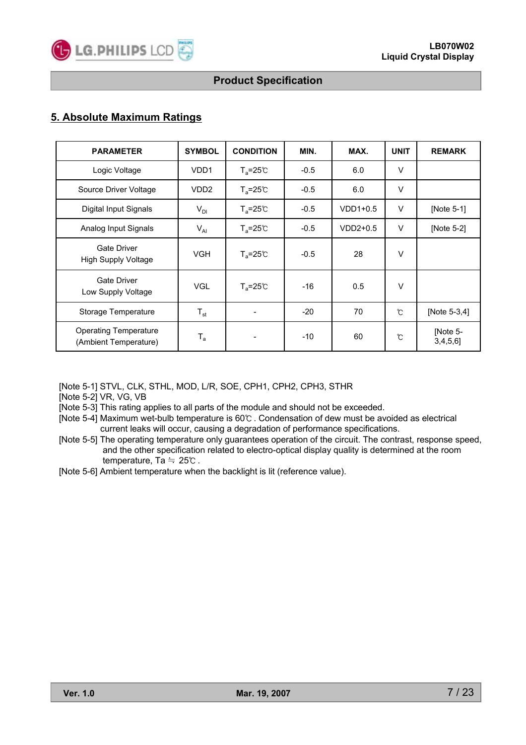## 5. Absolute Maximum Ratings

| PARAMETER | SYMBOL | CONDITION | MIN. | MAX. | UNIT | REMARK |
|---|---|---|---|---|---|---|
| Logic Voltage | VDD1 | $T_a$=25℃ | -0.5 | 6.0 | V | |
| Source Driver Voltage | VDD2 | $T_a$=25℃ | -0.5 | 6.0 | V | |
| Digital Input Signals | $V_{DI}$ | $T_a$=25℃ | -0.5 | VDD1+0.5 | V | [Note 5-1] |
| Analog Input Signals | $V_{AI}$ | $T_a$=25℃ | -0.5 | VDD2+0.5 | V | [Note 5-2] |
| Gate Driver High Supply Voltage | VGH | $T_a$=25℃ | -0.5 | 28 | V | |
| Gate Driver Low Supply Voltage | VGL | $T_a$=25℃ | -16 | 0.5 | V | |
| Storage Temperature | $T_{st}$ | - | -20 | 70 | ℃ | [Note 5-3,4] |
| Operating Temperature (Ambient Temperature) | $T_a$ | - | -10 | 60 | ℃ | [Note 5-3,4,5,6] |

[Note 5-1] STVL, CLK, STHL, MOD, L/R, SOE, CPH1, CPH2, CPH3, STHR
[Note 5-2] VR, VG, VB
[Note 5-3] This rating applies to all parts of the module and should not be exceeded.
[Note 5-4] Maximum wet-bulb temperature is 60℃ . Condensation of dew must be avoided as electrical current leaks will occur, causing a degradation of performance specifications.
[Note 5-5] The operating temperature only guarantees operation of the circuit. The contrast, response speed, and the other specification related to electro-optical display quality is determined at the room temperature, Ta ≒ 25℃ .
[Note 5-6] Ambient temperature when the backlight is lit (reference value).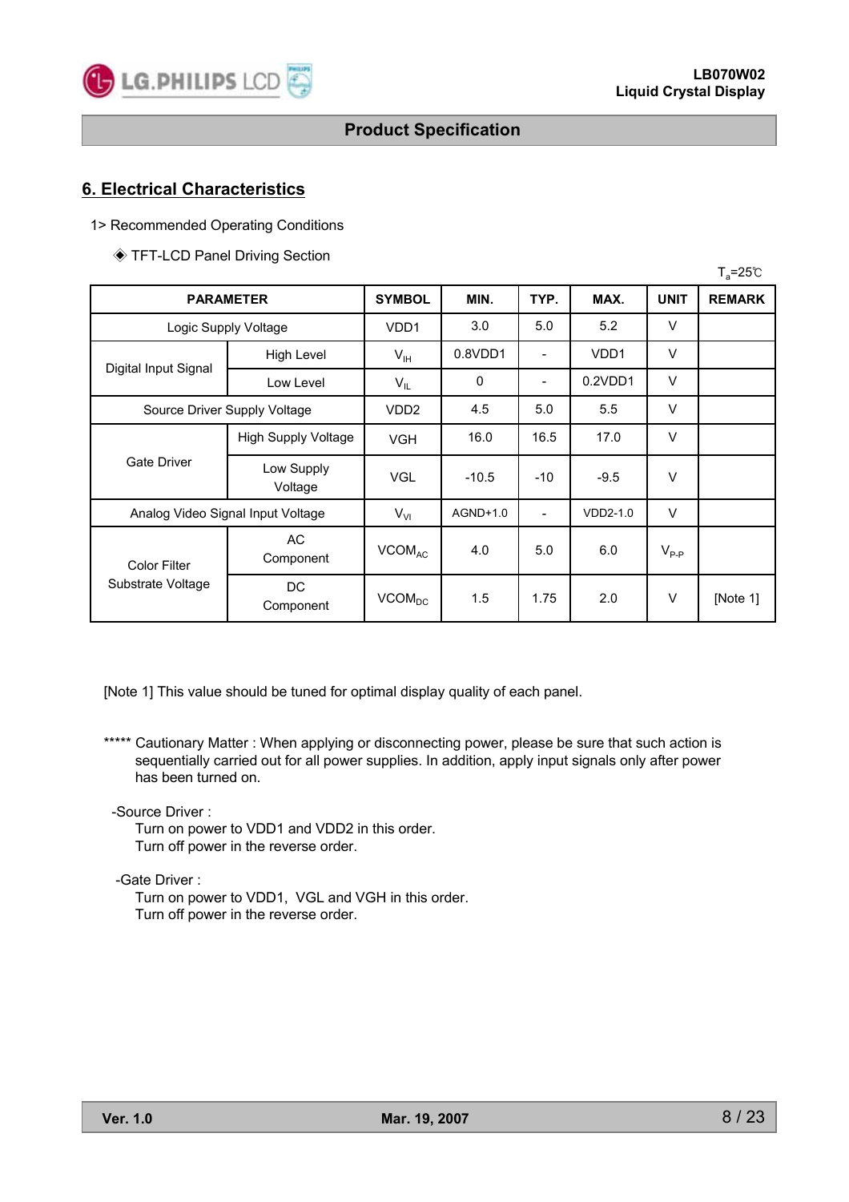## 6. Electrical Characteristics

1> Recommended Operating Conditions

◈ TFT-LCD Panel Driving Section

$T_a$=25℃

| PARAMETER | | SYMBOL | MIN. | TYP. | MAX. | UNIT | REMARK |
|---|---|---|---|---|---|---|---|
| Logic Supply Voltage | | VDD1 | 3.0 | 5.0 | 5.2 | V | |
| Digital Input Signal | High Level | $V_{IH}$ | 0.8VDD1 | - | VDD1 | V | |
| | Low Level | $V_{IL}$ | 0 | - | 0.2VDD1 | V | |
| Source Driver Supply Voltage | | VDD2 | 4.5 | 5.0 | 5.5 | V | |
| Gate Driver | High Supply Voltage | VGH | 16.0 | 16.5 | 17.0 | V | |
| | Low Supply Voltage | VGL | -10.5 | -10 | -9.5 | V | |
| Analog Video Signal Input Voltage | | $V_{VI}$ | AGND+1.0 | - | VDD2-1.0 | V | |
| Color Filter Substrate Voltage | AC Component | $VCOM_{AC}$ | 4.0 | 5.0 | 6.0 | $V_{P-P}$ | |
| | DC Component | $VCOM_{DC}$ | 1.5 | 1.75 | 2.0 | V | [Note 1] |

[Note 1] This value should be tuned for optimal display quality of each panel.

***** Cautionary Matter : When applying or disconnecting power, please be sure that such action is sequentially carried out for all power supplies. In addition, apply input signals only after power has been turned on.

-Source Driver :
Turn on power to VDD1 and VDD2 in this order.
Turn off power in the reverse order.

-Gate Driver :
Turn on power to VDD1, VGL and VGH in this order.
Turn off power in the reverse order.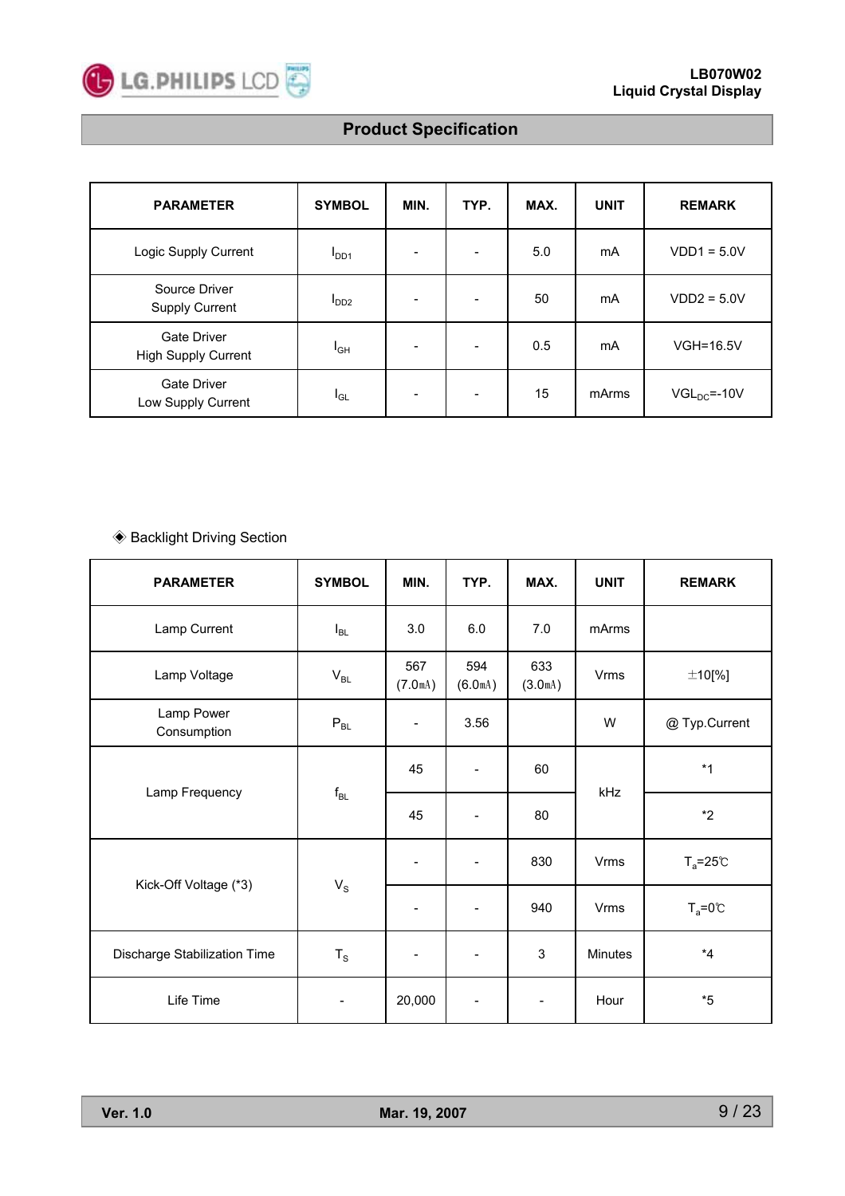## Product Specification

| PARAMETER | SYMBOL | MIN. | TYP. | MAX. | UNIT | REMARK |
|---|---|---|---|---|---|---|
| Logic Supply Current | $I_{DD1}$ | - | - | 5.0 | mA | VDD1 = 5.0V |
| Source Driver Supply Current | $I_{DD2}$ | - | - | 50 | mA | VDD2 = 5.0V |
| Gate Driver High Supply Current | $I_{GH}$ | - | - | 0.5 | mA | VGH=16.5V |
| Gate Driver Low Supply Current | $I_{GL}$ | - | - | 15 | mArms | $VGL_{DC}$=-10V |

◈ Backlight Driving Section

| PARAMETER | SYMBOL | MIN. | TYP. | MAX. | UNIT | REMARK |
|---|---|---|---|---|---|---|
| Lamp Current | $I_{BL}$ | 3.0 | 6.0 | 7.0 | mArms | |
| Lamp Voltage | $V_{BL}$ | 567 (7.0mA) | 594 (6.0mA) | 633 (3.0mA) | Vrms | ±10[%] |
| Lamp Power Consumption | $P_{BL}$ | - | 3.56 | | W | @ Typ.Current |
| Lamp Frequency | $f_{BL}$ | 45 | - | 60 | kHz | *1 |
| | | 45 | - | 80 | | *2 |
| Kick-Off Voltage (*3) | $V_S$ | - | - | 830 | Vrms | $T_a$=25℃ |
| | | - | - | 940 | Vrms | $T_a$=0℃ |
| Discharge Stabilization Time | $T_S$ | - | - | 3 | Minutes | *4 |
| Life Time | - | 20,000 | - | - | Hour | *5 |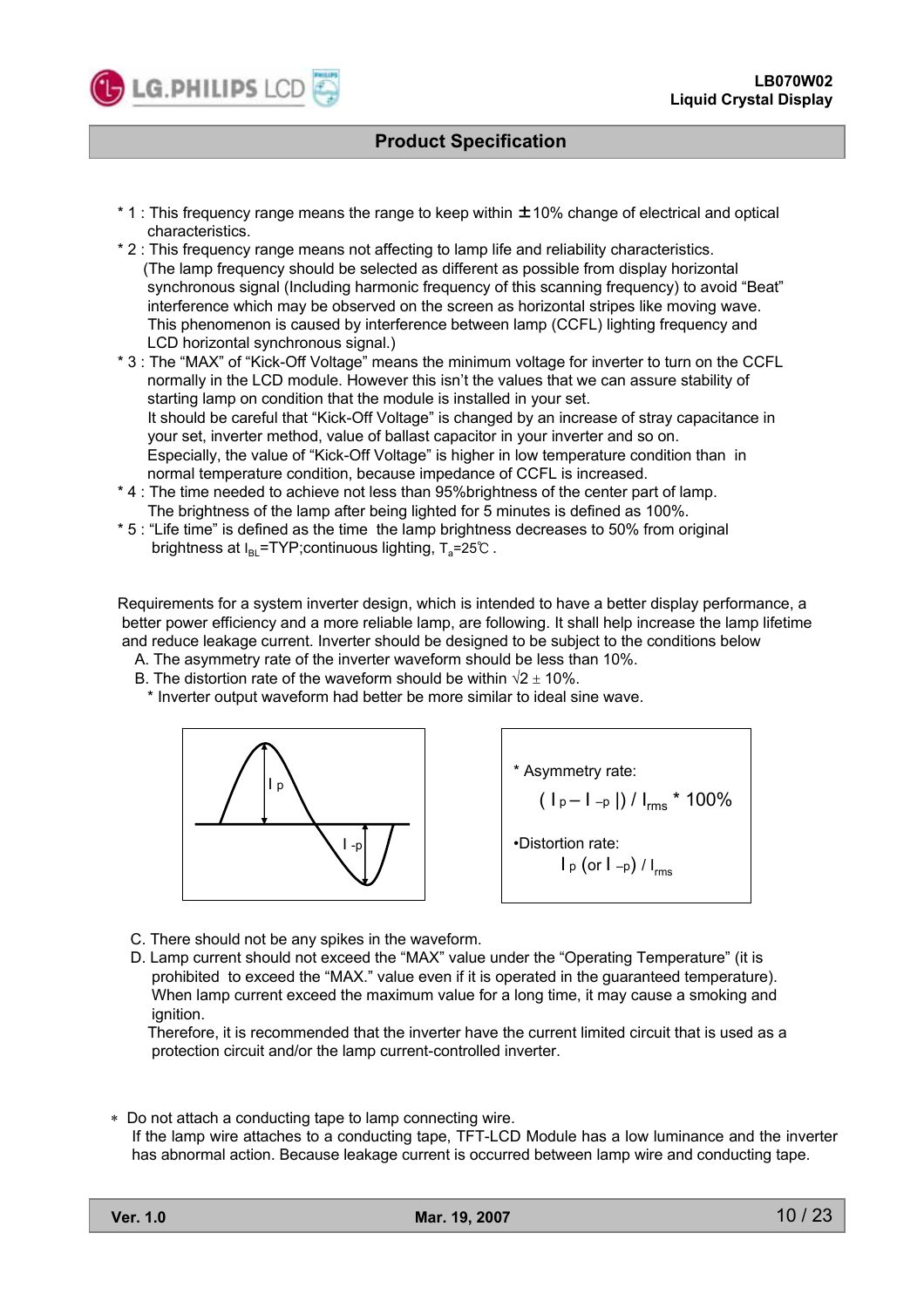## Product Specification

\* 1 : This frequency range means the range to keep within ±10% change of electrical and optical characteristics.

\* 2 : This frequency range means not affecting to lamp life and reliability characteristics. (The lamp frequency should be selected as different as possible from display horizontal synchronous signal (Including harmonic frequency of this scanning frequency) to avoid "Beat" interference which may be observed on the screen as horizontal stripes like moving wave. This phenomenon is caused by interference between lamp (CCFL) lighting frequency and LCD horizontal synchronous signal.)

\* 3 : The "MAX" of "Kick-Off Voltage" means the minimum voltage for inverter to turn on the CCFL normally in the LCD module. However this isn't the values that we can assure stability of starting lamp on condition that the module is installed in your set.
It should be careful that "Kick-Off Voltage" is changed by an increase of stray capacitance in your set, inverter method, value of ballast capacitor in your inverter and so on.
Especially, the value of "Kick-Off Voltage" is higher in low temperature condition than in normal temperature condition, because impedance of CCFL is increased.

\* 4 : The time needed to achieve not less than 95%brightness of the center part of lamp. The brightness of the lamp after being lighted for 5 minutes is defined as 100%.

\* 5 : "Life time" is defined as the time the lamp brightness decreases to 50% from original brightness at $I_{BL}$=TYP;continuous lighting, $T_a$=25℃ .

Requirements for a system inverter design, which is intended to have a better display performance, a better power efficiency and a more reliable lamp, are following. It shall help increase the lamp lifetime and reduce leakage current. Inverter should be designed to be subject to the conditions below

A. The asymmetry rate of the inverter waveform should be less than 10%.

B. The distortion rate of the waveform should be within $\sqrt{2}$ ± 10%.

\* Inverter output waveform had better be more similar to ideal sine wave.

I p

I -p

\* Asymmetry rate:

$$(\,|\,I_p - I_{-p}\,|\,) \,/\, I_{rms} * 100\%$$

•Distortion rate:

$$I_p \text{ (or } I_{-p}) \,/\, I_{rms}$$

C. There should not be any spikes in the waveform.

D. Lamp current should not exceed the "MAX" value under the "Operating Temperature" (it is prohibited to exceed the "MAX." value even if it is operated in the guaranteed temperature). When lamp current exceed the maximum value for a long time, it may cause a smoking and ignition.
Therefore, it is recommended that the inverter have the current limited circuit that is used as a protection circuit and/or the lamp current-controlled inverter.

∗ Do not attach a conducting tape to lamp connecting wire.
If the lamp wire attaches to a conducting tape, TFT-LCD Module has a low luminance and the inverter has abnormal action. Because leakage current is occurred between lamp wire and conducting tape.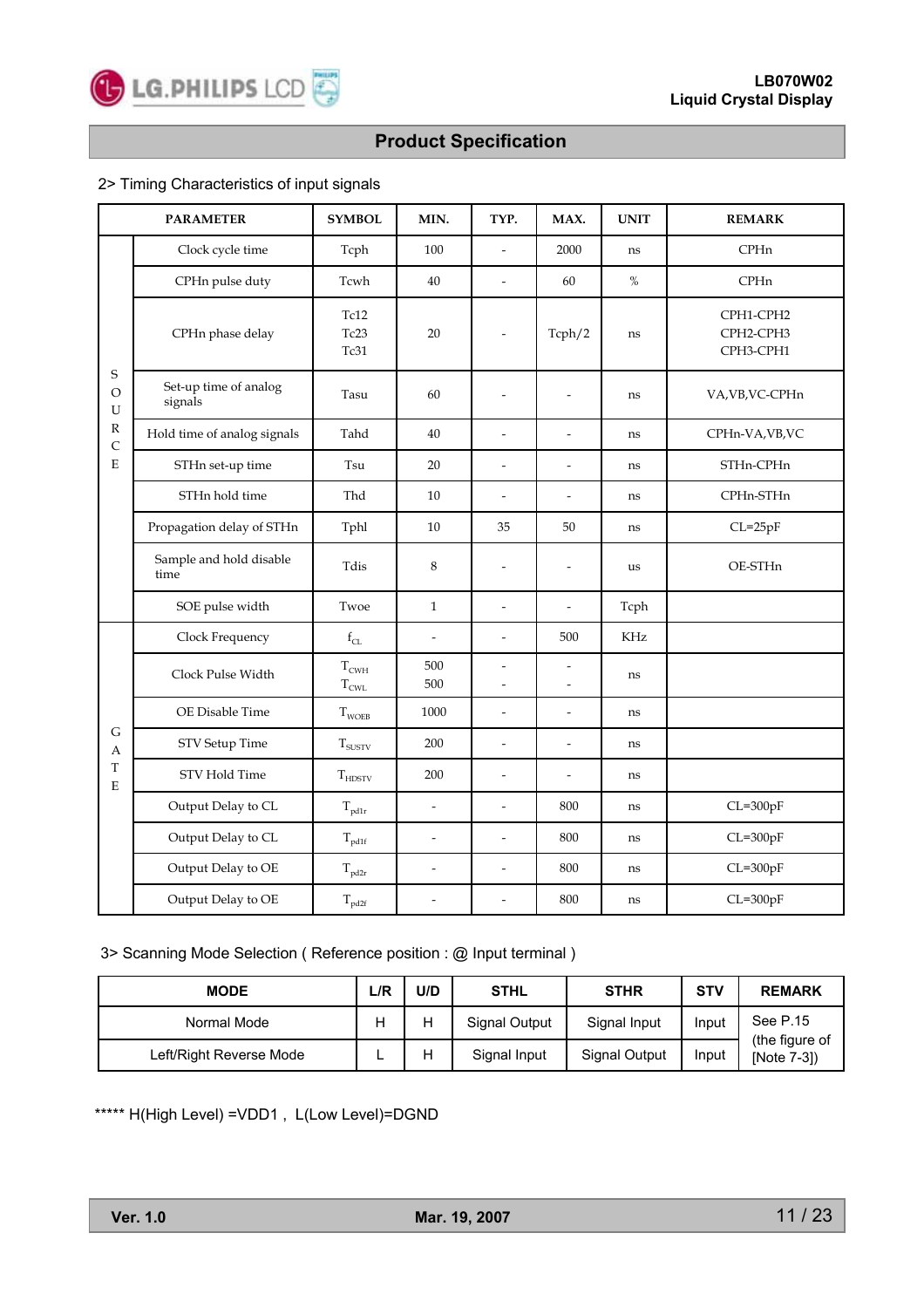2> Timing Characteristics of input signals

| | PARAMETER | SYMBOL | MIN. | TYP. | MAX. | UNIT | REMARK |
|---|---|---|---|---|---|---|---|
| SOURCE | Clock cycle time | Tcph | 100 | - | 2000 | ns | CPHn |
| | CPHn pulse duty | Tcwh | 40 | - | 60 | % | CPHn |
| | CPHn phase delay | Tc12<br>Tc23<br>Tc31 | 20 | - | Tcph/2 | ns | CPH1-CPH2<br>CPH2-CPH3<br>CPH3-CPH1 |
| | Set-up time of analog signals | Tasu | 60 | - | - | ns | VA,VB,VC-CPHn |
| | Hold time of analog signals | Tahd | 40 | - | - | ns | CPHn-VA,VB,VC |
| | STHn set-up time | Tsu | 20 | - | - | ns | STHn-CPHn |
| | STHn hold time | Thd | 10 | - | - | ns | CPHn-STHn |
| | Propagation delay of STHn | Tphl | 10 | 35 | 50 | ns | CL=25pF |
| | Sample and hold disable time | Tdis | 8 | - | - | us | OE-STHn |
| | SOE pulse width | Twoe | 1 | - | - | Tcph | |
| GATE | Clock Frequency | $f_{CL}$ | - | - | 500 | KHz | |
| | Clock Pulse Width | $T_{CWH}$<br>$T_{CWL}$ | 500<br>500 | -<br>- | -<br>- | ns | |
| | OE Disable Time | $T_{WOEB}$ | 1000 | - | - | ns | |
| | STV Setup Time | $T_{SUSTV}$ | 200 | - | - | ns | |
| | STV Hold Time | $T_{HDSTV}$ | 200 | - | - | ns | |
| | Output Delay to CL | $T_{pd1r}$ | - | - | 800 | ns | CL=300pF |
| | Output Delay to CL | $T_{pd1f}$ | - | - | 800 | ns | CL=300pF |
| | Output Delay to OE | $T_{pd2r}$ | - | - | 800 | ns | CL=300pF |
| | Output Delay to OE | $T_{pd2f}$ | - | - | 800 | ns | CL=300pF |

3> Scanning Mode Selection ( Reference position : @ Input terminal )

| MODE | L/R | U/D | STHL | STHR | STV | REMARK |
|---|---|---|---|---|---|---|
| Normal Mode | H | H | Signal Output | Signal Input | Input | See P.15 (the figure of [Note 7-3]) |
| Left/Right Reverse Mode | L | H | Signal Input | Signal Output | Input | |

***** H(High Level) =VDD1 , L(Low Level)=DGND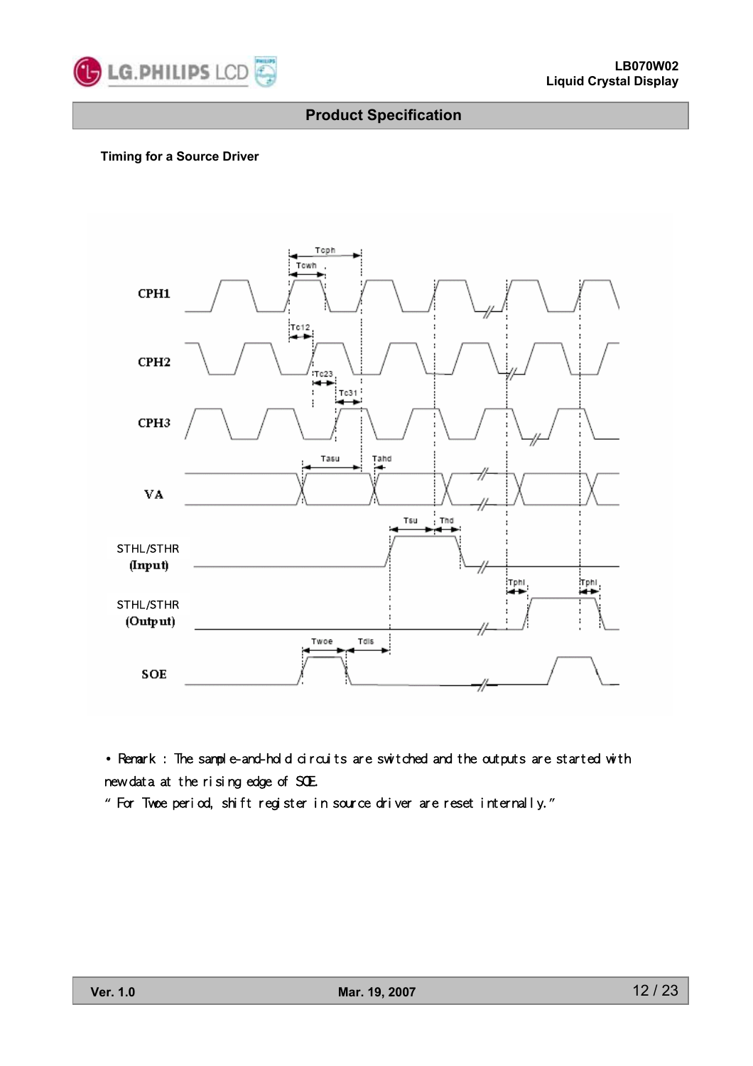## Product Specification

**Timing for a Source Driver**

Tcph
Tcwh
CPH1
Tc12
CPH2
Tc23
Tc31
CPH3
Tasu
Tahd
VA
Tsu
Thd
STHL/STHR
(Input)
Tphl
Tphl
STHL/STHR
(Output)
Twoe
Tdis
SOE

• Remark : The sample-and-hold circuits are switched and the outputs are started with new data at the rising edge of SOE.

" For Twoe period, shift register in source driver are reset internally."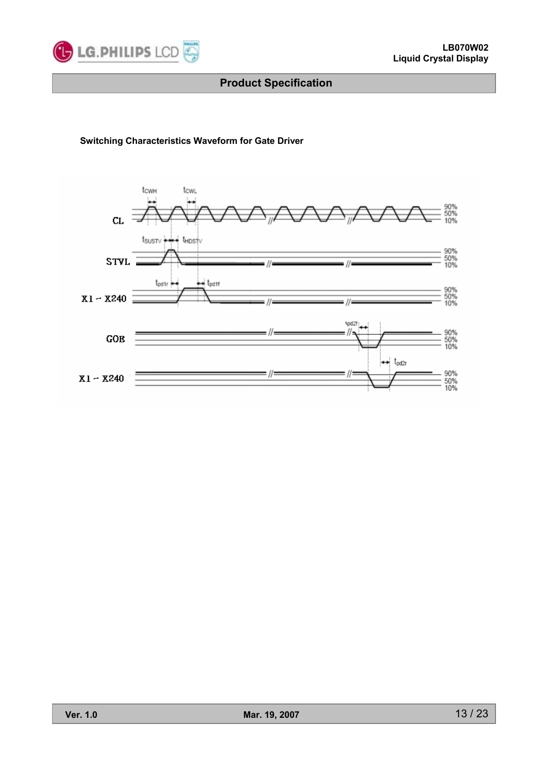**Switching Characteristics Waveform for Gate Driver**

$t_{CWH}$ $t_{CWL}$

CL

90%
50%
10%

$t_{SUSTV}$ $t_{HDSTV}$

STVL

90%
50%
10%

$t_{pd1r}$ $t_{pd1f}$

X1 ~ X240

90%
50%
10%

$t_{pd2f}$

GOE

90%
50%
10%

$t_{pd2r}$

X1 ~ X240

90%
50%
10%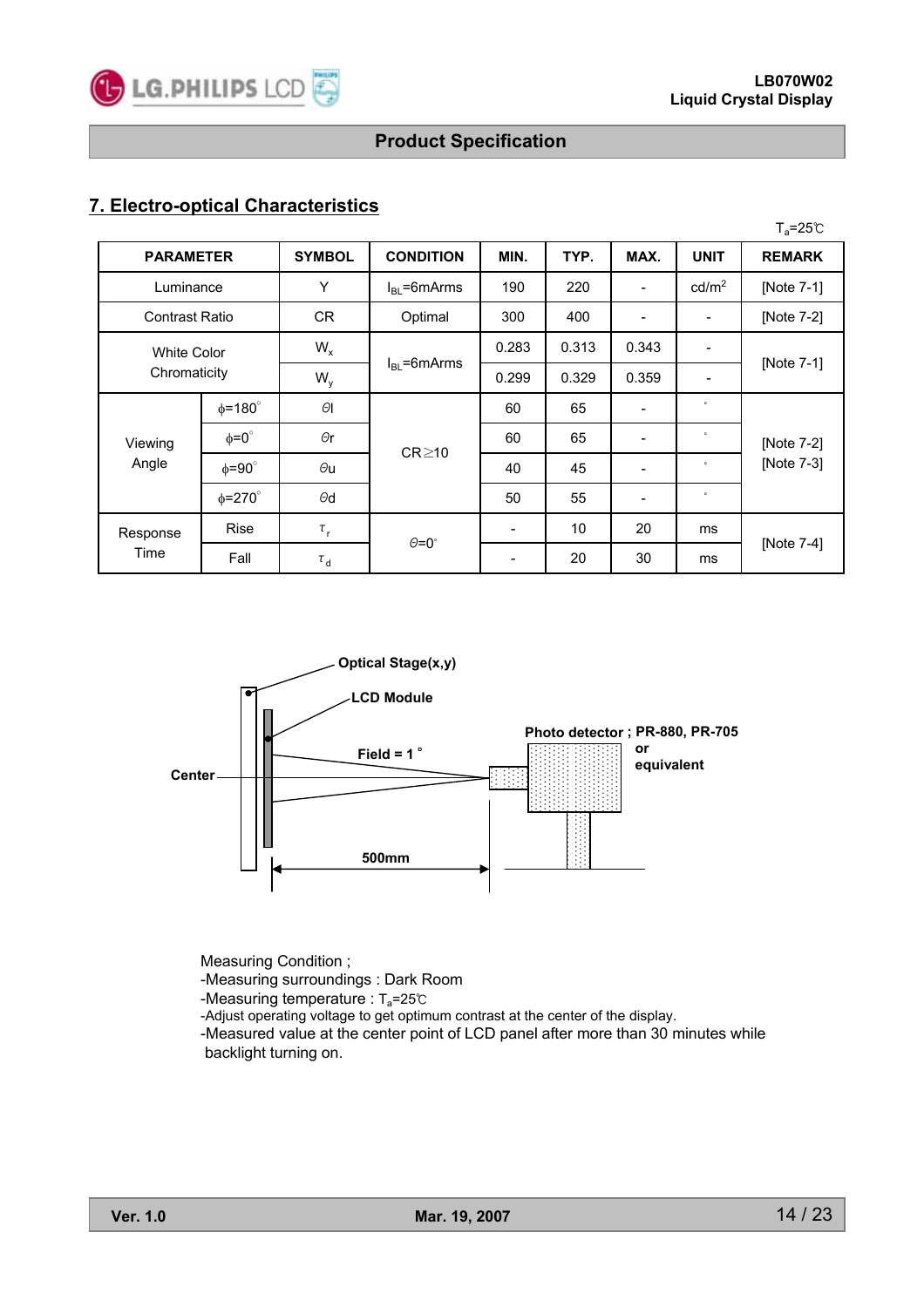## 7. Electro-optical Characteristics

$T_a$=25℃

| PARAMETER | | SYMBOL | CONDITION | MIN. | TYP. | MAX. | UNIT | REMARK |
|---|---|---|---|---|---|---|---|---|
| Luminance | | Y | $I_{BL}$=6mArms | 190 | 220 | - | cd/m$^2$ | [Note 7-1] |
| Contrast Ratio | | CR | Optimal | 300 | 400 | - | - | [Note 7-2] |
| White Color Chromaticity | | $W_x$ | $I_{BL}$=6mArms | 0.283 | 0.313 | 0.343 | - | [Note 7-1] |
| | | $W_y$ | | 0.299 | 0.329 | 0.359 | - | |
| Viewing Angle | $\phi$=180° | $\theta$l | CR≥10 | 60 | 65 | - | ° | [Note 7-2] [Note 7-3] |
| | $\phi$=0° | $\theta$r | | 60 | 65 | - | ° | |
| | $\phi$=90° | $\theta$u | | 40 | 45 | - | ° | |
| | $\phi$=270° | $\theta$d | | 50 | 55 | - | ° | |
| Response Time | Rise | $\tau_r$ | $\theta$=0° | - | 10 | 20 | ms | [Note 7-4] |
| | Fall | $\tau_d$ | | - | 20 | 30 | ms | |

Optical Stage(x,y)

LCD Module

Photo detector ; PR-880, PR-705 or equivalent

Field = 1 °

Center

500mm

Measuring Condition ;
- Measuring surroundings : Dark Room
- Measuring temperature : $T_a$=25℃
- Adjust operating voltage to get optimum contrast at the center of the display.
- Measured value at the center point of LCD panel after more than 30 minutes while backlight turning on.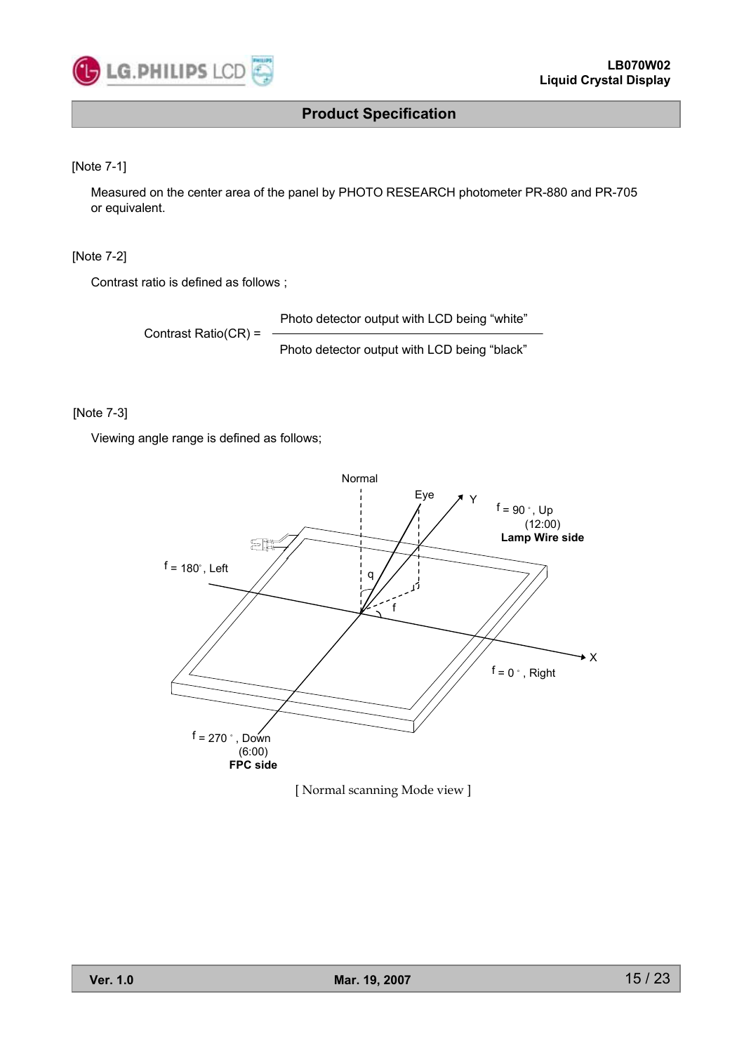[Note 7-1]

Measured on the center area of the panel by PHOTO RESEARCH photometer PR-880 and PR-705 or equivalent.

[Note 7-2]

Contrast ratio is defined as follows ;

$$\text{Contrast Ratio(CR)} = \frac{\text{Photo detector output with LCD being “white”}}{\text{Photo detector output with LCD being “black”}}$$

[Note 7-3]

Viewing angle range is defined as follows;

Normal

Eye

Y

f = 90 °, Up
(12:00)
**Lamp Wire side**

f = 180°, Left

q

f

X

f = 0 ° , Right

f = 270 ° , Down
(6:00)
**FPC side**

[ Normal scanning Mode view ]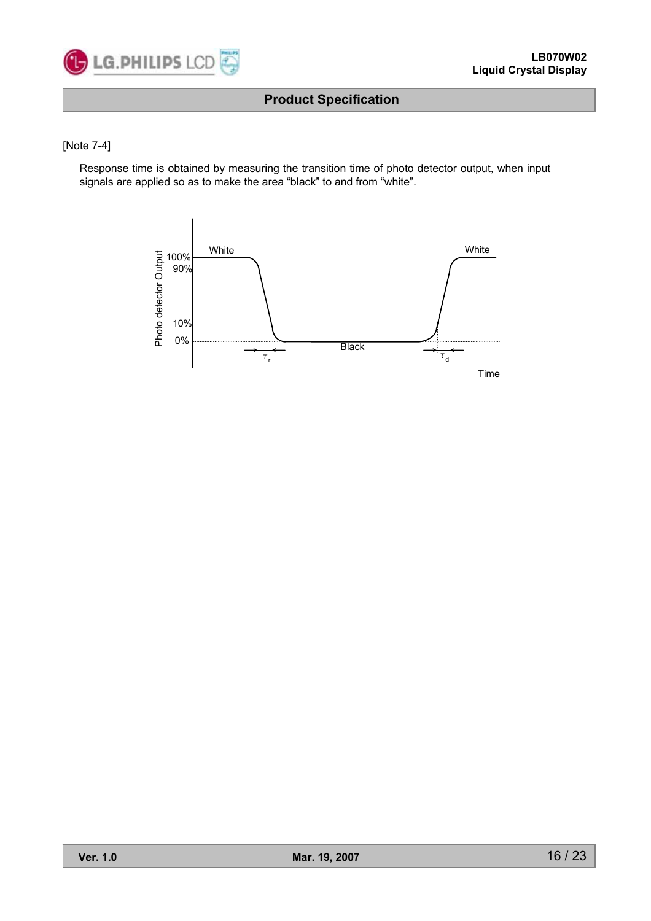[Note 7-4]

Response time is obtained by measuring the transition time of photo detector output, when input signals are applied so as to make the area "black" to and from "white".

Photo detector Output

100%

90%

10%

0%

White

Black

White

$\tau_r$

$\tau_d$

Time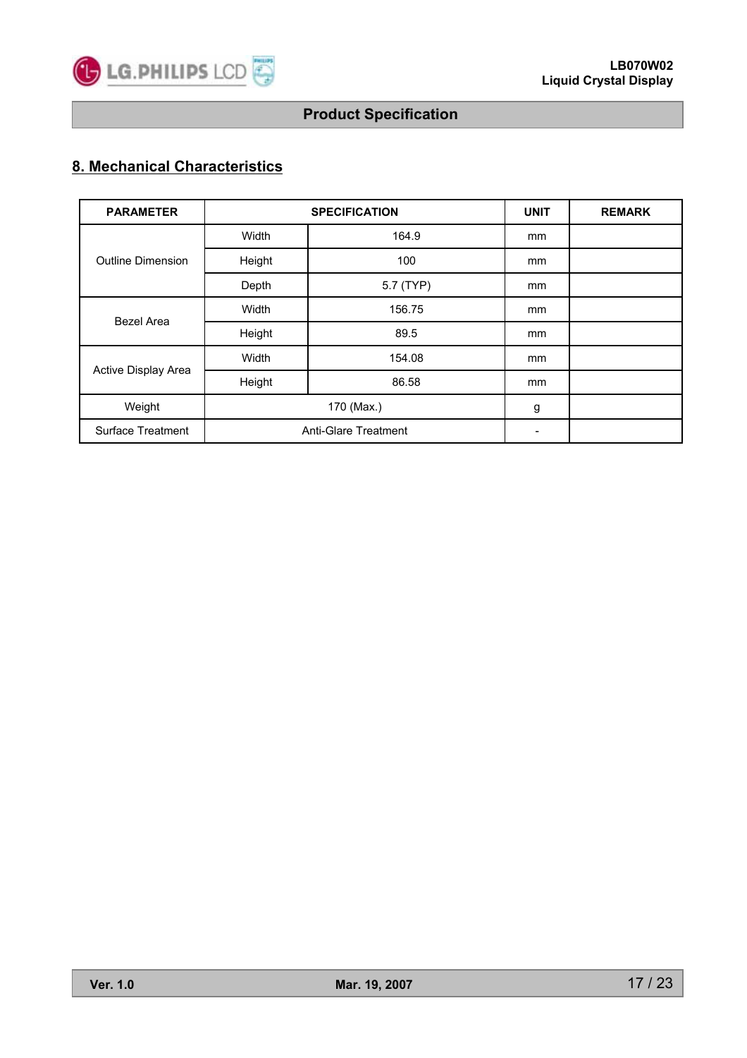## 8. Mechanical Characteristics

| PARAMETER | SPECIFICATION | | UNIT | REMARK |
|---|---|---|---|---|
| Outline Dimension | Width | 164.9 | mm | |
| | Height | 100 | mm | |
| | Depth | 5.7 (TYP) | mm | |
| Bezel Area | Width | 156.75 | mm | |
| | Height | 89.5 | mm | |
| Active Display Area | Width | 154.08 | mm | |
| | Height | 86.58 | mm | |
| Weight | 170 (Max.) | | g | |
| Surface Treatment | Anti-Glare Treatment | | - | |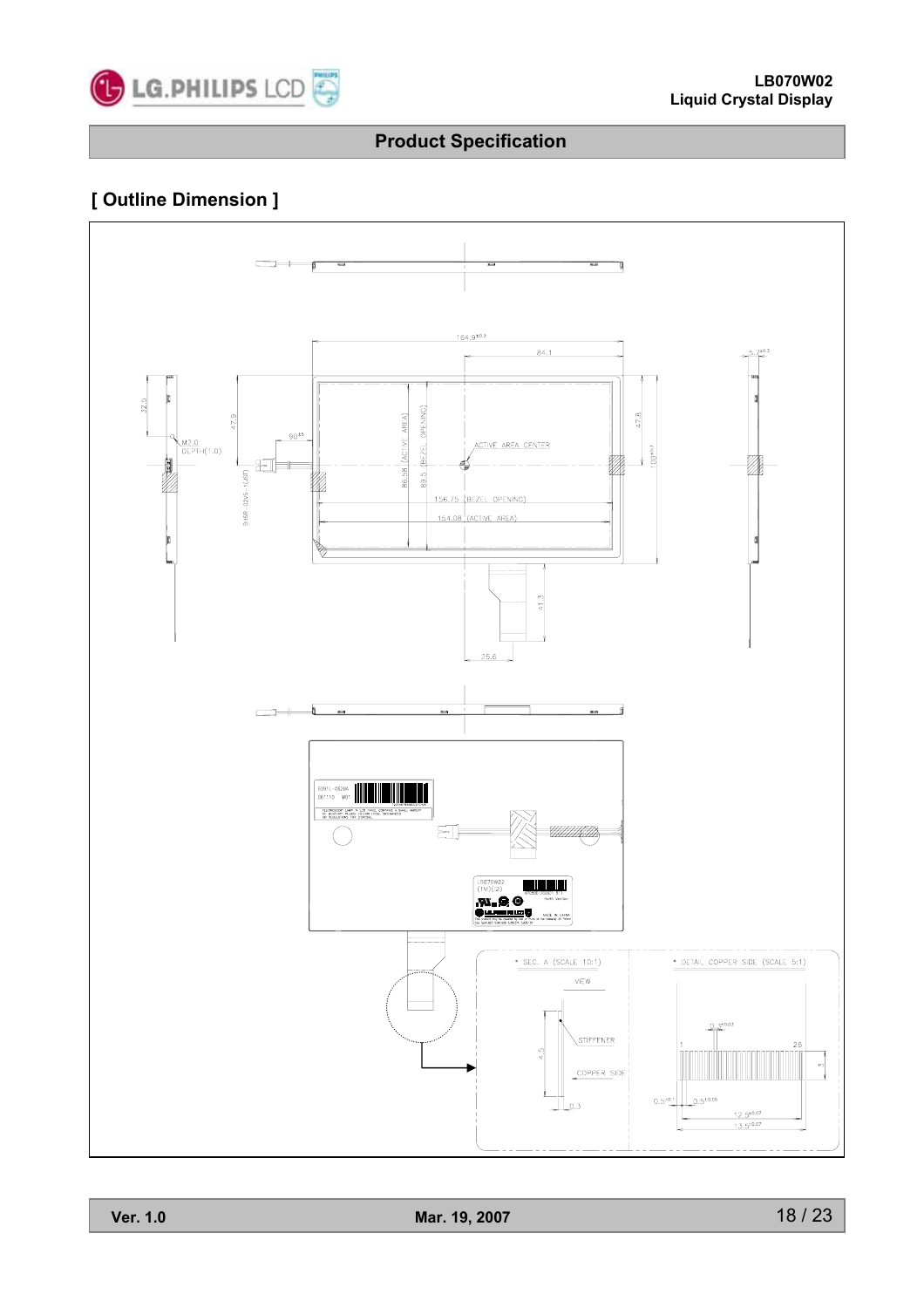# Product Specification

## [ Outline Dimension ]

164.9±0.3

84.1

5.7±0.3

32.5

47.9

47.8

100±0.3

M2.0

DEPTH(1.0)

90±5

BHSR-02VS-1(JST)

86.58 (ACTIVE AREA)

89.5 (BEZEL OPENING)

ACTIVE AREA CENTER

156.75 (BEZEL OPENING)

154.08 (ACTIVE AREA)

41.3

25.6

LB070W02 (TMD2)

MADE IN CHINA

* SEC. A (SCALE 10:1)

VIEW

STIFFENER

COPPER SIDE

4.5

0.3

* DETAIL COPPER SIDE (SCALE 5:1)

0.3±0.03

1

26

3

0.5±0.1

0.5±0.05

12.5±0.07

13.5±0.07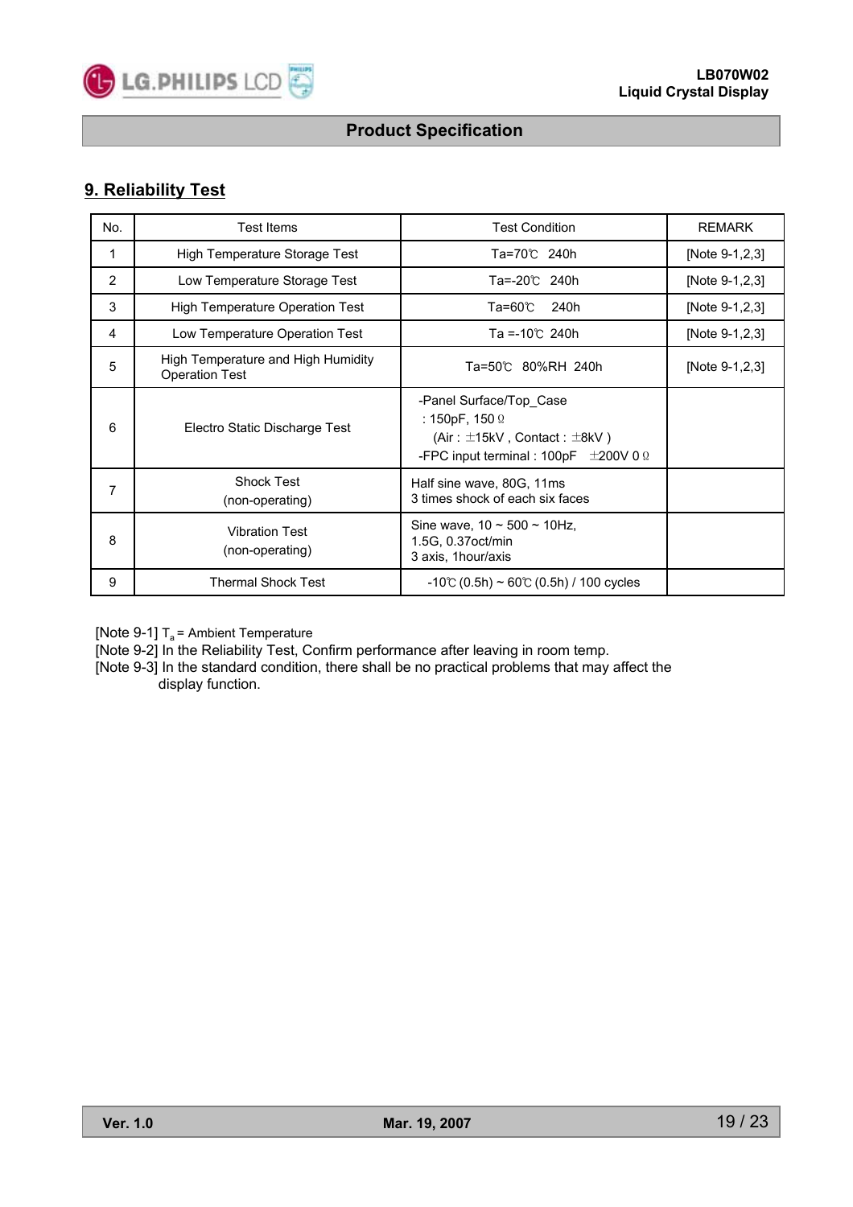## 9. Reliability Test

| No. | Test Items | Test Condition | REMARK |
|---|---|---|---|
| 1 | High Temperature Storage Test | Ta=70℃ 240h | [Note 9-1,2,3] |
| 2 | Low Temperature Storage Test | Ta=-20℃ 240h | [Note 9-1,2,3] |
| 3 | High Temperature Operation Test | Ta=60℃ 240h | [Note 9-1,2,3] |
| 4 | Low Temperature Operation Test | Ta =-10℃ 240h | [Note 9-1,2,3] |
| 5 | High Temperature and High Humidity Operation Test | Ta=50℃ 80%RH 240h | [Note 9-1,2,3] |
| 6 | Electro Static Discharge Test | -Panel Surface/Top_Case : 150pF, 150Ω (Air : ±15kV , Contact : ±8kV ) -FPC input terminal : 100pF ±200V 0Ω | |
| 7 | Shock Test (non-operating) | Half sine wave, 80G, 11ms 3 times shock of each six faces | |
| 8 | Vibration Test (non-operating) | Sine wave, 10 ~ 500 ~ 10Hz, 1.5G, 0.37oct/min 3 axis, 1hour/axis | |
| 9 | Thermal Shock Test | -10℃ (0.5h) ~ 60℃ (0.5h) / 100 cycles | |

[Note 9-1] $T_a$ = Ambient Temperature
[Note 9-2] In the Reliability Test, Confirm performance after leaving in room temp.
[Note 9-3] In the standard condition, there shall be no practical problems that may affect the display function.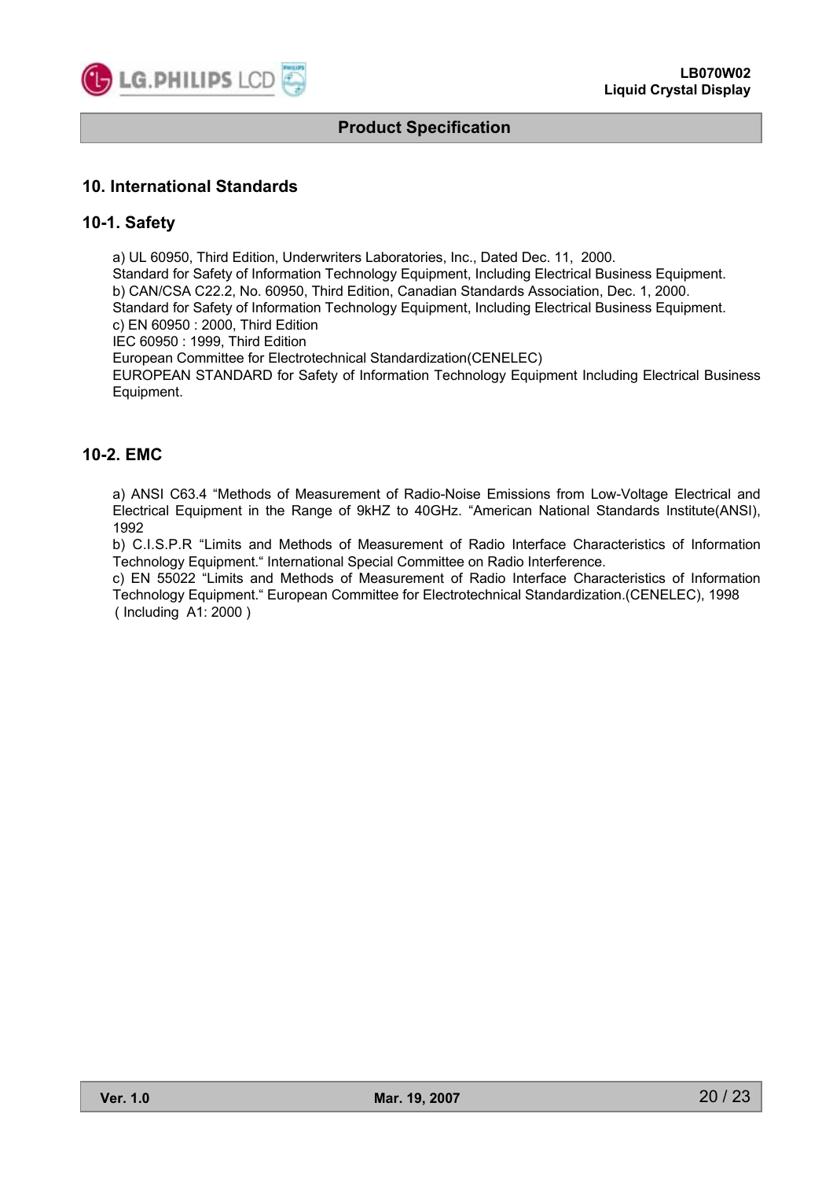## 10. International Standards

### 10-1. Safety

a) UL 60950, Third Edition, Underwriters Laboratories, Inc., Dated Dec. 11, 2000.
Standard for Safety of Information Technology Equipment, Including Electrical Business Equipment.
b) CAN/CSA C22.2, No. 60950, Third Edition, Canadian Standards Association, Dec. 1, 2000.
Standard for Safety of Information Technology Equipment, Including Electrical Business Equipment.
c) EN 60950 : 2000, Third Edition
IEC 60950 : 1999, Third Edition
European Committee for Electrotechnical Standardization(CENELEC)
EUROPEAN STANDARD for Safety of Information Technology Equipment Including Electrical Business Equipment.

### 10-2. EMC

a) ANSI C63.4 "Methods of Measurement of Radio-Noise Emissions from Low-Voltage Electrical and Electrical Equipment in the Range of 9kHZ to 40GHz. "American National Standards Institute(ANSI), 1992
b) C.I.S.P.R "Limits and Methods of Measurement of Radio Interface Characteristics of Information Technology Equipment." International Special Committee on Radio Interference.
c) EN 55022 "Limits and Methods of Measurement of Radio Interface Characteristics of Information Technology Equipment." European Committee for Electrotechnical Standardization.(CENELEC), 1998 ( Including A1: 2000 )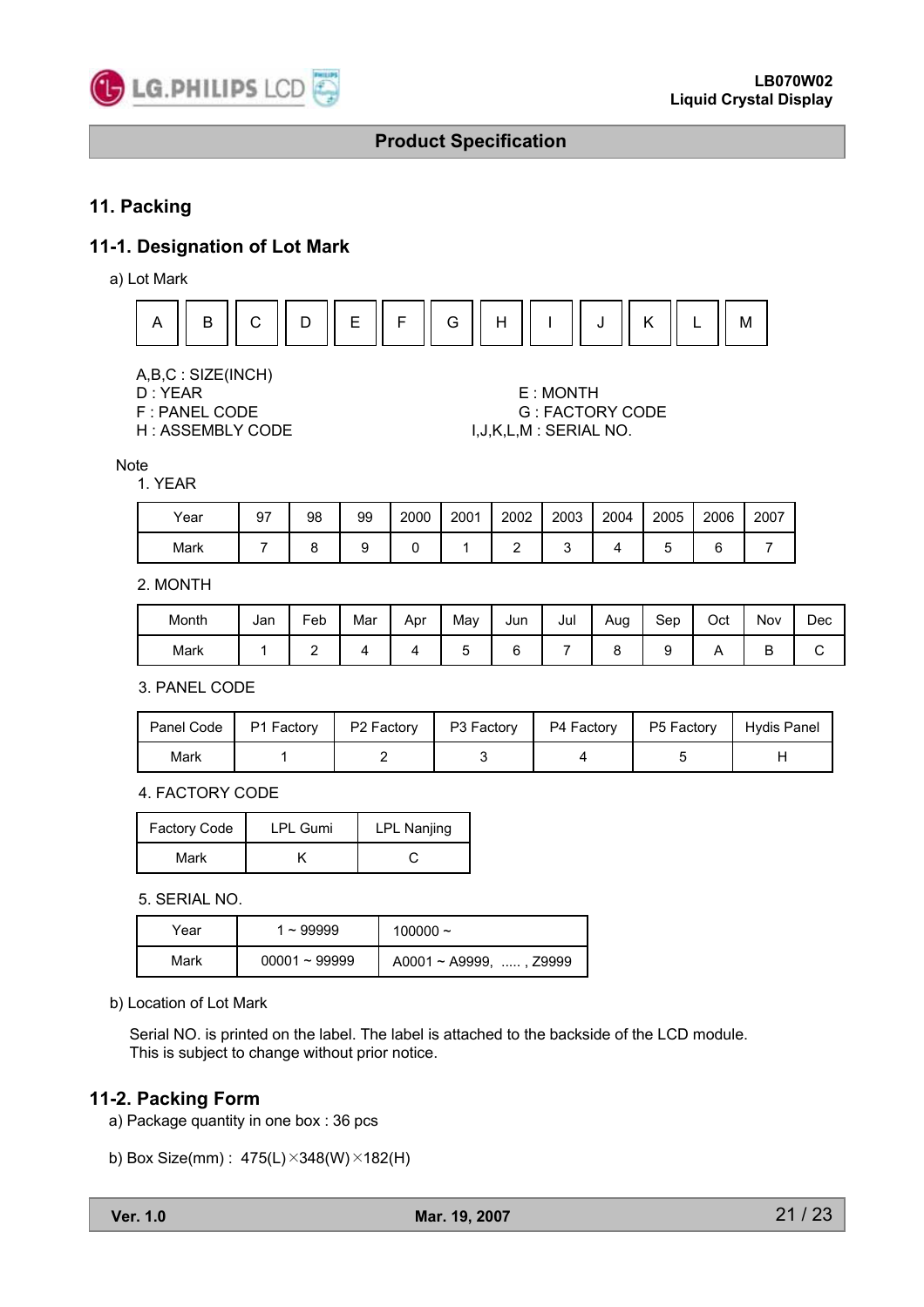## 11. Packing

### 11-1. Designation of Lot Mark

a) Lot Mark

| | | | | | | | | | | | | |
|---|---|---|---|---|---|---|---|---|---|---|---|---|
| A | B | C | D | E | F | G | H | I | J | K | L | M |

A,B,C : SIZE(INCH)
D : YEAR
E : MONTH
F : PANEL CODE
G : FACTORY CODE
H : ASSEMBLY CODE
I,J,K,L,M : SERIAL NO.

Note

1. YEAR

| Year | 97 | 98 | 99 | 2000 | 2001 | 2002 | 2003 | 2004 | 2005 | 2006 | 2007 |
|---|---|---|---|---|---|---|---|---|---|---|---|
| Mark | 7 | 8 | 9 | 0 | 1 | 2 | 3 | 4 | 5 | 6 | 7 |

2. MONTH

| Month | Jan | Feb | Mar | Apr | May | Jun | Jul | Aug | Sep | Oct | Nov | Dec |
|---|---|---|---|---|---|---|---|---|---|---|---|---|
| Mark | 1 | 2 | 4 | 4 | 5 | 6 | 7 | 8 | 9 | A | B | C |

3. PANEL CODE

| Panel Code | P1 Factory | P2 Factory | P3 Factory | P4 Factory | P5 Factory | Hydis Panel |
|---|---|---|---|---|---|---|
| Mark | 1 | 2 | 3 | 4 | 5 | H |

4. FACTORY CODE

| Factory Code | LPL Gumi | LPL Nanjing |
|---|---|---|
| Mark | K | C |

5. SERIAL NO.

| Year | 1 ~ 99999 | 100000 ~ |
|---|---|---|
| Mark | 00001 ~ 99999 | A0001 ~ A9999, ..... , Z9999 |

b) Location of Lot Mark

Serial NO. is printed on the label. The label is attached to the backside of the LCD module.
This is subject to change without prior notice.

### 11-2. Packing Form

a) Package quantity in one box : 36 pcs

b) Box Size(mm) : 475(L)×348(W)×182(H)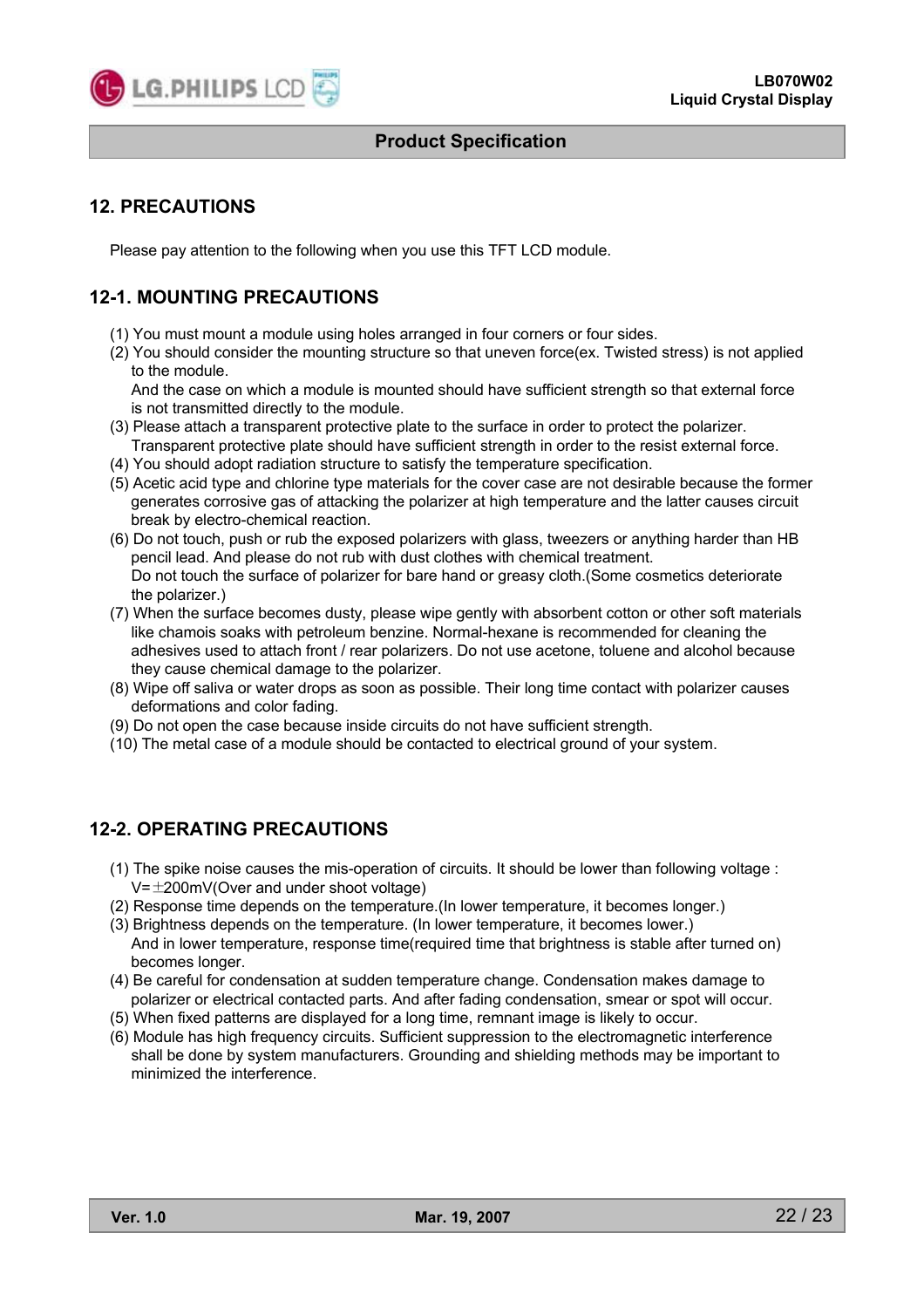## 12. PRECAUTIONS

Please pay attention to the following when you use this TFT LCD module.

### 12-1. MOUNTING PRECAUTIONS

(1) You must mount a module using holes arranged in four corners or four sides.
(2) You should consider the mounting structure so that uneven force(ex. Twisted stress) is not applied to the module.
And the case on which a module is mounted should have sufficient strength so that external force is not transmitted directly to the module.
(3) Please attach a transparent protective plate to the surface in order to protect the polarizer.
Transparent protective plate should have sufficient strength in order to the resist external force.
(4) You should adopt radiation structure to satisfy the temperature specification.
(5) Acetic acid type and chlorine type materials for the cover case are not desirable because the former generates corrosive gas of attacking the polarizer at high temperature and the latter causes circuit break by electro-chemical reaction.
(6) Do not touch, push or rub the exposed polarizers with glass, tweezers or anything harder than HB pencil lead. And please do not rub with dust clothes with chemical treatment.
Do not touch the surface of polarizer for bare hand or greasy cloth.(Some cosmetics deteriorate the polarizer.)
(7) When the surface becomes dusty, please wipe gently with absorbent cotton or other soft materials like chamois soaks with petroleum benzine. Normal-hexane is recommended for cleaning the adhesives used to attach front / rear polarizers. Do not use acetone, toluene and alcohol because they cause chemical damage to the polarizer.
(8) Wipe off saliva or water drops as soon as possible. Their long time contact with polarizer causes deformations and color fading.
(9) Do not open the case because inside circuits do not have sufficient strength.
(10) The metal case of a module should be contacted to electrical ground of your system.

### 12-2. OPERATING PRECAUTIONS

(1) The spike noise causes the mis-operation of circuits. It should be lower than following voltage : V=±200mV(Over and under shoot voltage)
(2) Response time depends on the temperature.(In lower temperature, it becomes longer.)
(3) Brightness depends on the temperature. (In lower temperature, it becomes lower.)
And in lower temperature, response time(required time that brightness is stable after turned on) becomes longer.
(4) Be careful for condensation at sudden temperature change. Condensation makes damage to polarizer or electrical contacted parts. And after fading condensation, smear or spot will occur.
(5) When fixed patterns are displayed for a long time, remnant image is likely to occur.
(6) Module has high frequency circuits. Sufficient suppression to the electromagnetic interference shall be done by system manufacturers. Grounding and shielding methods may be important to minimized the interference.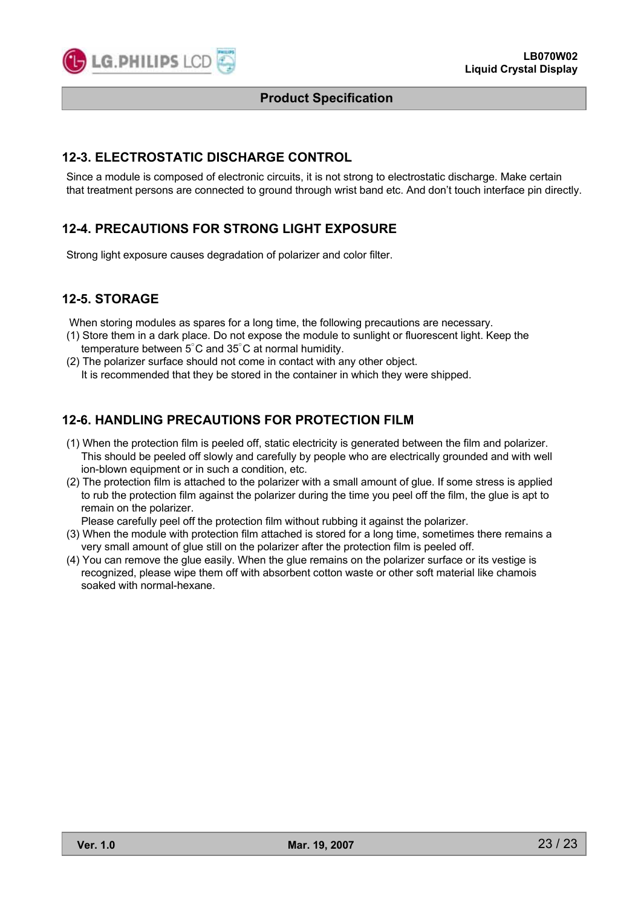## 12-3. ELECTROSTATIC DISCHARGE CONTROL

Since a module is composed of electronic circuits, it is not strong to electrostatic discharge. Make certain that treatment persons are connected to ground through wrist band etc. And don't touch interface pin directly.

## 12-4. PRECAUTIONS FOR STRONG LIGHT EXPOSURE

Strong light exposure causes degradation of polarizer and color filter.

## 12-5. STORAGE

When storing modules as spares for a long time, the following precautions are necessary.

(1) Store them in a dark place. Do not expose the module to sunlight or fluorescent light. Keep the temperature between 5°C and 35°C at normal humidity.

(2) The polarizer surface should not come in contact with any other object.
It is recommended that they be stored in the container in which they were shipped.

## 12-6. HANDLING PRECAUTIONS FOR PROTECTION FILM

(1) When the protection film is peeled off, static electricity is generated between the film and polarizer. This should be peeled off slowly and carefully by people who are electrically grounded and with well ion-blown equipment or in such a condition, etc.

(2) The protection film is attached to the polarizer with a small amount of glue. If some stress is applied to rub the protection film against the polarizer during the time you peel off the film, the glue is apt to remain on the polarizer.
Please carefully peel off the protection film without rubbing it against the polarizer.

(3) When the module with protection film attached is stored for a long time, sometimes there remains a very small amount of glue still on the polarizer after the protection film is peeled off.

(4) You can remove the glue easily. When the glue remains on the polarizer surface or its vestige is recognized, please wipe them off with absorbent cotton waste or other soft material like chamois soaked with normal-hexane.